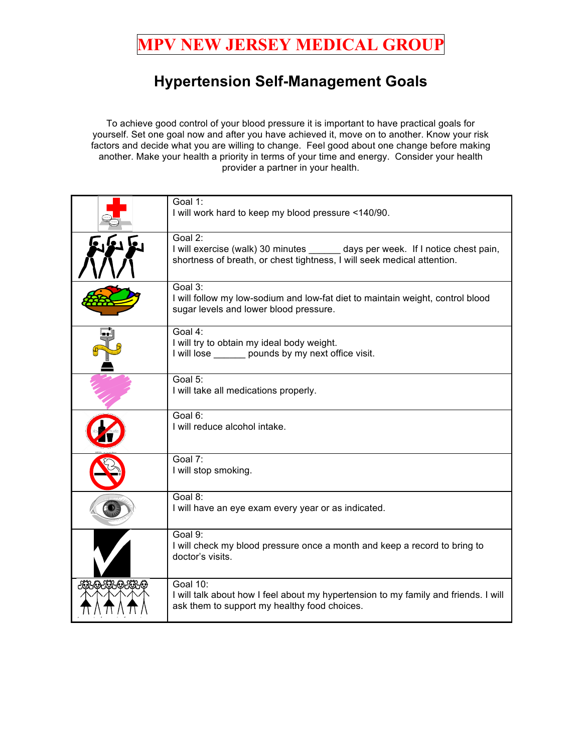# MPV NEW JERSEY MEDICAL GROUP

## Hypertension Self-Management Goals

To achieve good control of your blood pressure it is important to have practical goals for yourself. Set one goal now and after you have achieved it, move on to another. Know your risk factors and decide what you are willing to change. Feel good about one change before making another. Make your health a priority in terms of your time and energy. Consider your health provider a partner in your health.

| | |
|---|---|
| | Goal 1:<br>I will work hard to keep my blood pressure <140/90. |
| | Goal 2:<br>I will exercise (walk) 30 minutes ______ days per week. If I notice chest pain, shortness of breath, or chest tightness, I will seek medical attention. |
| | Goal 3:<br>I will follow my low-sodium and low-fat diet to maintain weight, control blood sugar levels and lower blood pressure. |
| | Goal 4:<br>I will try to obtain my ideal body weight.<br>I will lose ______ pounds by my next office visit. |
| | Goal 5:<br>I will take all medications properly. |
| | Goal 6:<br>I will reduce alcohol intake. |
| | Goal 7:<br>I will stop smoking. |
| | Goal 8:<br>I will have an eye exam every year or as indicated. |
| | Goal 9:<br>I will check my blood pressure once a month and keep a record to bring to doctor's visits. |
| | Goal 10:<br>I will talk about how I feel about my hypertension to my family and friends. I will ask them to support my healthy food choices. |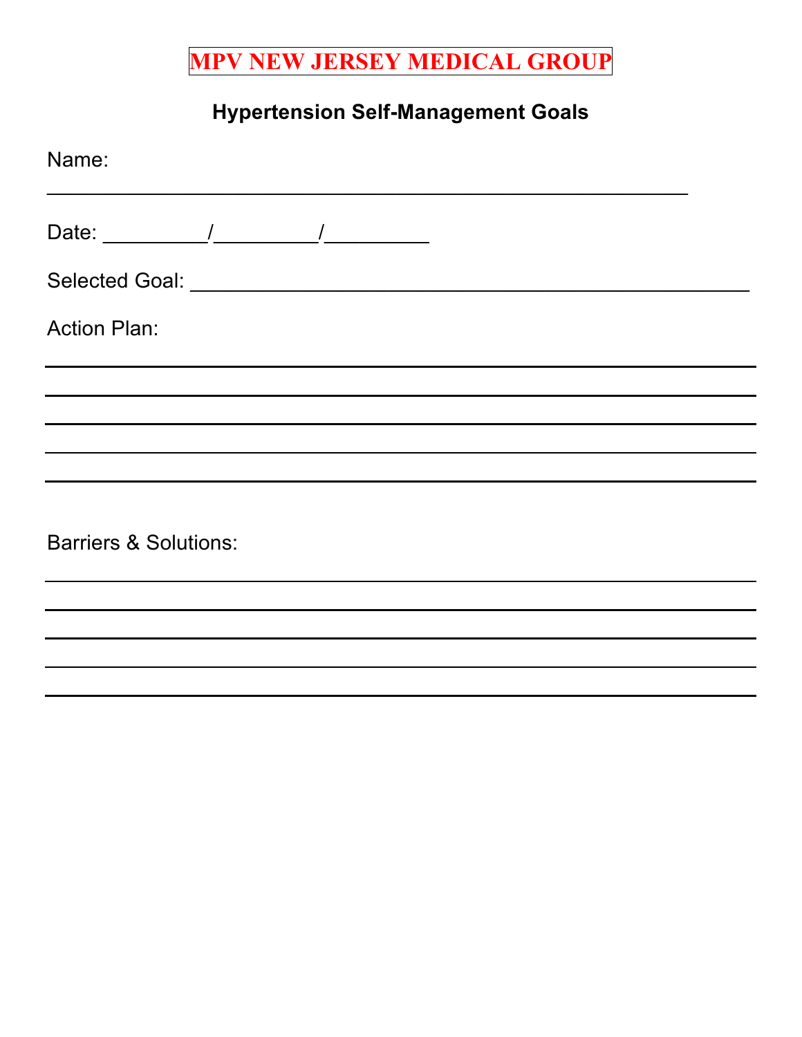# MPV NEW JERSEY MEDICAL GROUP

## Hypertension Self-Management Goals

Name:

______________________________________________________

Date: _________/_________/_________

Selected Goal: _______________________________________________

Action Plan:

____________________________________________________________

____________________________________________________________

____________________________________________________________

____________________________________________________________

____________________________________________________________

Barriers & Solutions:

____________________________________________________________

____________________________________________________________

____________________________________________________________

____________________________________________________________

____________________________________________________________